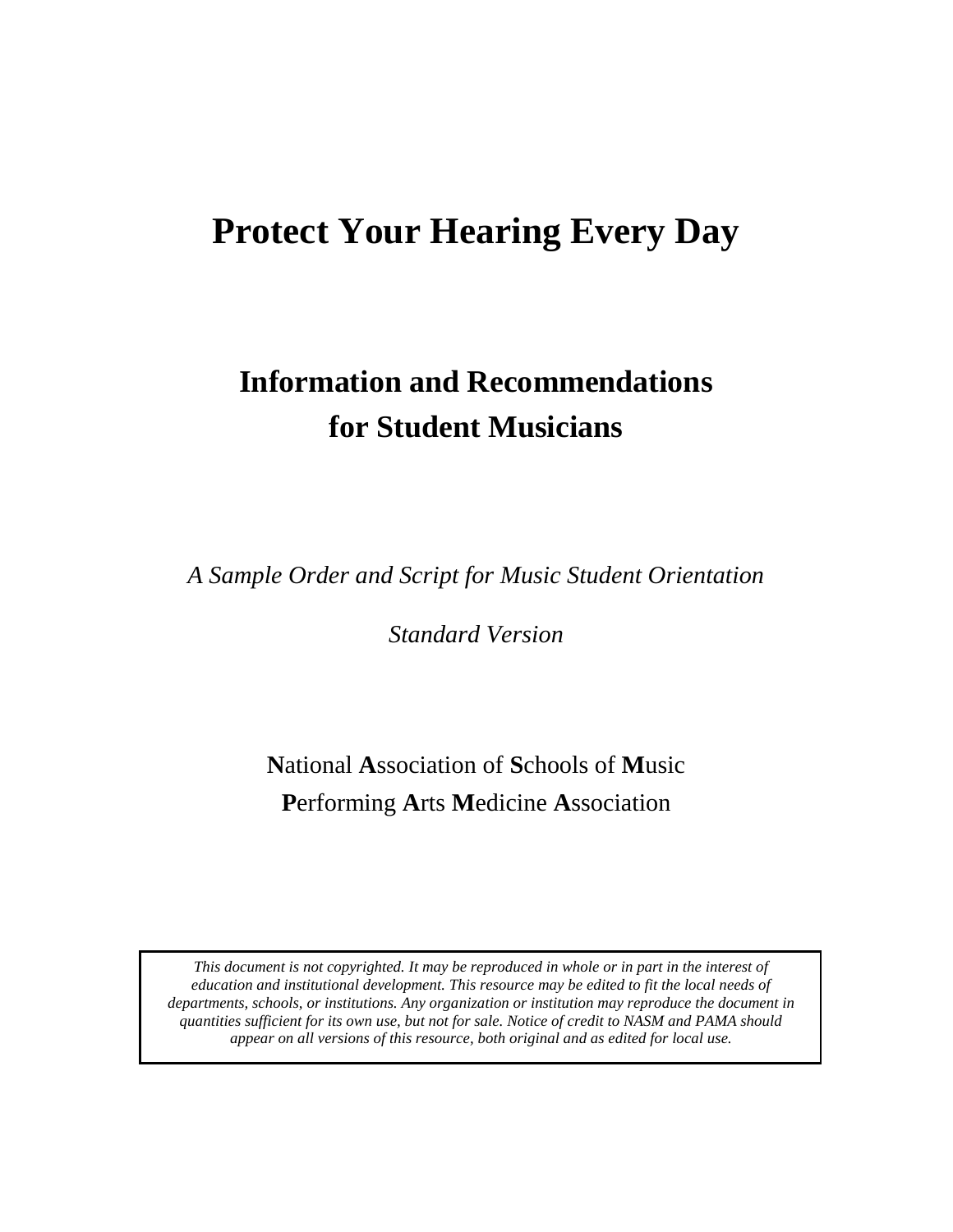# Protect Your Hearing Every Day

## Information and Recommendations for Student Musicians

*A Sample Order and Script for Music Student Orientation*

*Standard Version*

**N**ational **A**ssociation of **S**chools of **M**usic
**P**erforming **A**rts **M**edicine **A**ssociation

*This document is not copyrighted. It may be reproduced in whole or in part in the interest of education and institutional development. This resource may be edited to fit the local needs of departments, schools, or institutions. Any organization or institution may reproduce the document in quantities sufficient for its own use, but not for sale. Notice of credit to NASM and PAMA should appear on all versions of this resource, both original and as edited for local use.*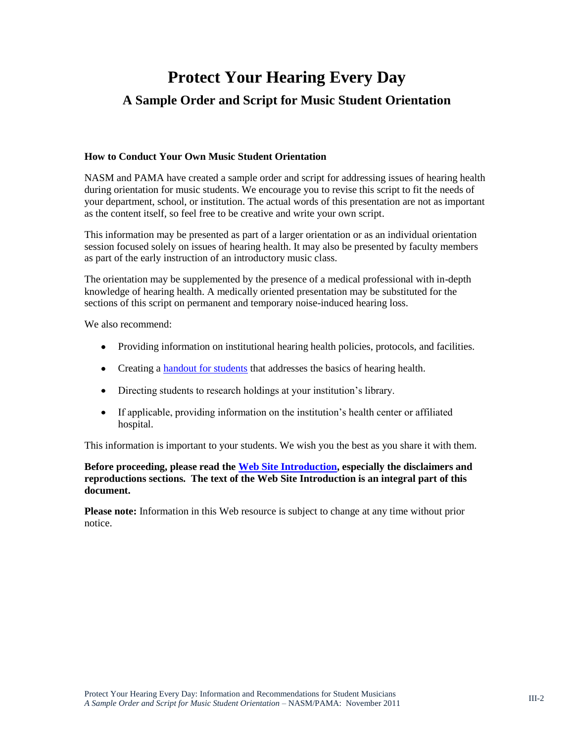# Protect Your Hearing Every Day

## A Sample Order and Script for Music Student Orientation

### How to Conduct Your Own Music Student Orientation

NASM and PAMA have created a sample order and script for addressing issues of hearing health during orientation for music students. We encourage you to revise this script to fit the needs of your department, school, or institution. The actual words of this presentation are not as important as the content itself, so feel free to be creative and write your own script.

This information may be presented as part of a larger orientation or as an individual orientation session focused solely on issues of hearing health. It may also be presented by faculty members as part of the early instruction of an introductory music class.

The orientation may be supplemented by the presence of a medical professional with in-depth knowledge of hearing health. A medically oriented presentation may be substituted for the sections of this script on permanent and temporary noise-induced hearing loss.

We also recommend:

- Providing information on institutional hearing health policies, protocols, and facilities.
- Creating a handout for students that addresses the basics of hearing health.
- Directing students to research holdings at your institution's library.
- If applicable, providing information on the institution's health center or affiliated hospital.

This information is important to your students. We wish you the best as you share it with them.

**Before proceeding, please read the Web Site Introduction, especially the disclaimers and reproductions sections. The text of the Web Site Introduction is an integral part of this document.**

**Please note:** Information in this Web resource is subject to change at any time without prior notice.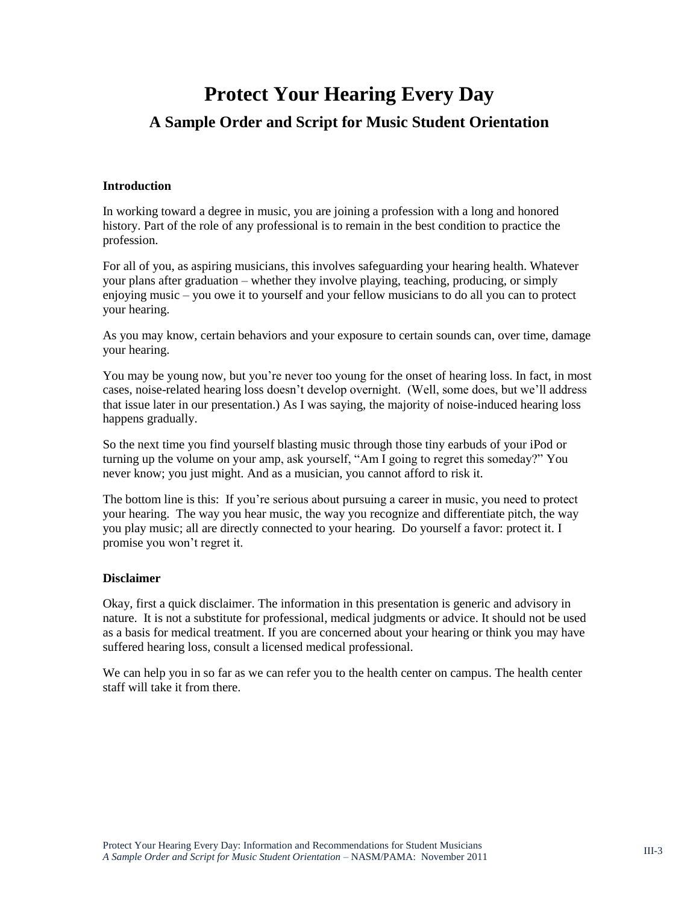# Protect Your Hearing Every Day

## A Sample Order and Script for Music Student Orientation

**Introduction**

In working toward a degree in music, you are joining a profession with a long and honored history. Part of the role of any professional is to remain in the best condition to practice the profession.

For all of you, as aspiring musicians, this involves safeguarding your hearing health. Whatever your plans after graduation – whether they involve playing, teaching, producing, or simply enjoying music – you owe it to yourself and your fellow musicians to do all you can to protect your hearing.

As you may know, certain behaviors and your exposure to certain sounds can, over time, damage your hearing.

You may be young now, but you're never too young for the onset of hearing loss. In fact, in most cases, noise-related hearing loss doesn't develop overnight. (Well, some does, but we'll address that issue later in our presentation.) As I was saying, the majority of noise-induced hearing loss happens gradually.

So the next time you find yourself blasting music through those tiny earbuds of your iPod or turning up the volume on your amp, ask yourself, "Am I going to regret this someday?" You never know; you just might. And as a musician, you cannot afford to risk it.

The bottom line is this: If you're serious about pursuing a career in music, you need to protect your hearing. The way you hear music, the way you recognize and differentiate pitch, the way you play music; all are directly connected to your hearing. Do yourself a favor: protect it. I promise you won't regret it.

**Disclaimer**

Okay, first a quick disclaimer. The information in this presentation is generic and advisory in nature. It is not a substitute for professional, medical judgments or advice. It should not be used as a basis for medical treatment. If you are concerned about your hearing or think you may have suffered hearing loss, consult a licensed medical professional.

We can help you in so far as we can refer you to the health center on campus. The health center staff will take it from there.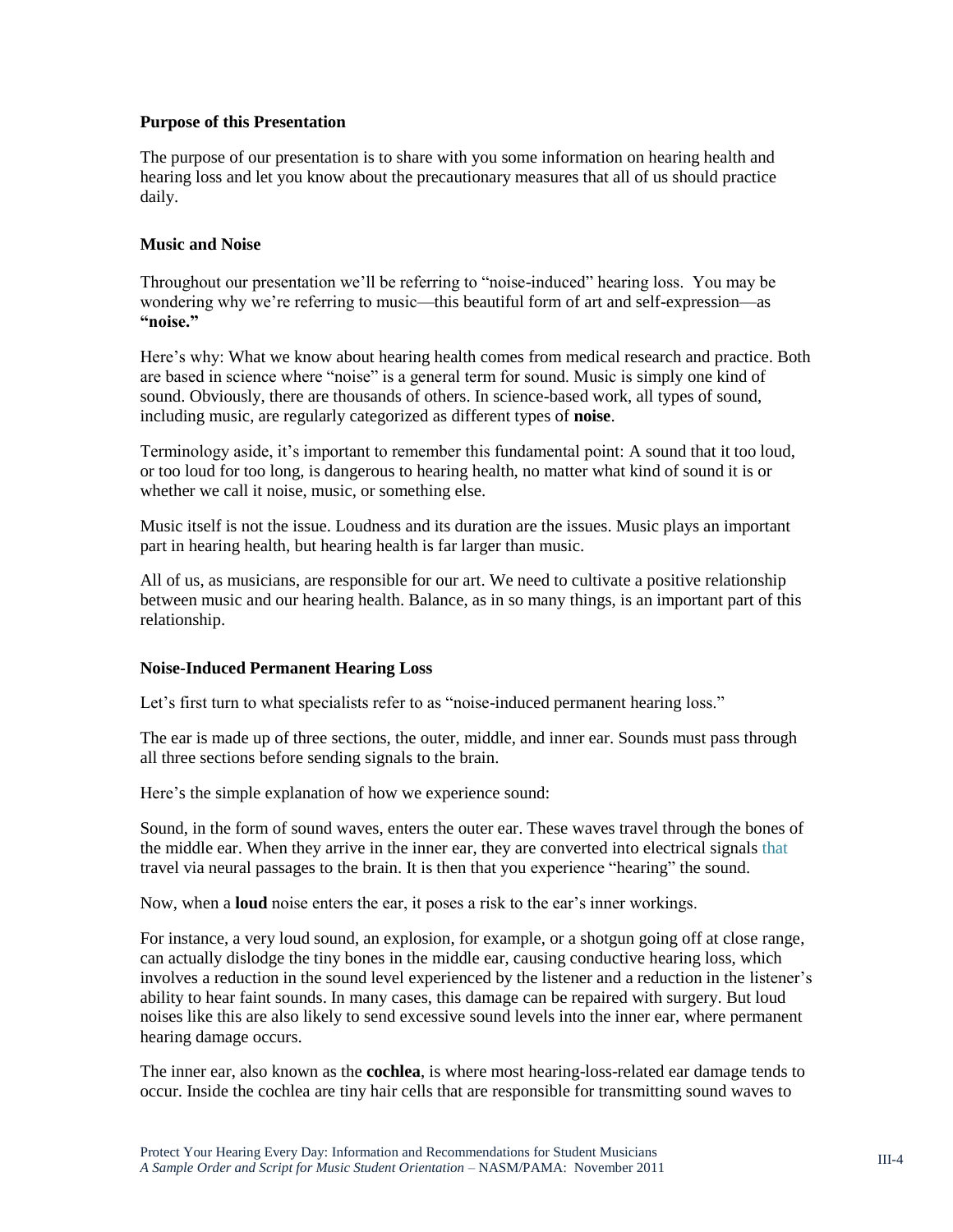**Purpose of this Presentation**

The purpose of our presentation is to share with you some information on hearing health and hearing loss and let you know about the precautionary measures that all of us should practice daily.

**Music and Noise**

Throughout our presentation we'll be referring to "noise-induced" hearing loss. You may be wondering why we're referring to music—this beautiful form of art and self-expression—as **"noise."**

Here's why: What we know about hearing health comes from medical research and practice. Both are based in science where "noise" is a general term for sound. Music is simply one kind of sound. Obviously, there are thousands of others. In science-based work, all types of sound, including music, are regularly categorized as different types of **noise**.

Terminology aside, it's important to remember this fundamental point: A sound that it too loud, or too loud for too long, is dangerous to hearing health, no matter what kind of sound it is or whether we call it noise, music, or something else.

Music itself is not the issue. Loudness and its duration are the issues. Music plays an important part in hearing health, but hearing health is far larger than music.

All of us, as musicians, are responsible for our art. We need to cultivate a positive relationship between music and our hearing health. Balance, as in so many things, is an important part of this relationship.

**Noise-Induced Permanent Hearing Loss**

Let's first turn to what specialists refer to as "noise-induced permanent hearing loss."

The ear is made up of three sections, the outer, middle, and inner ear. Sounds must pass through all three sections before sending signals to the brain.

Here's the simple explanation of how we experience sound:

Sound, in the form of sound waves, enters the outer ear. These waves travel through the bones of the middle ear. When they arrive in the inner ear, they are converted into electrical signals that travel via neural passages to the brain. It is then that you experience "hearing" the sound.

Now, when a **loud** noise enters the ear, it poses a risk to the ear's inner workings.

For instance, a very loud sound, an explosion, for example, or a shotgun going off at close range, can actually dislodge the tiny bones in the middle ear, causing conductive hearing loss, which involves a reduction in the sound level experienced by the listener and a reduction in the listener's ability to hear faint sounds. In many cases, this damage can be repaired with surgery. But loud noises like this are also likely to send excessive sound levels into the inner ear, where permanent hearing damage occurs.

The inner ear, also known as the **cochlea**, is where most hearing-loss-related ear damage tends to occur. Inside the cochlea are tiny hair cells that are responsible for transmitting sound waves to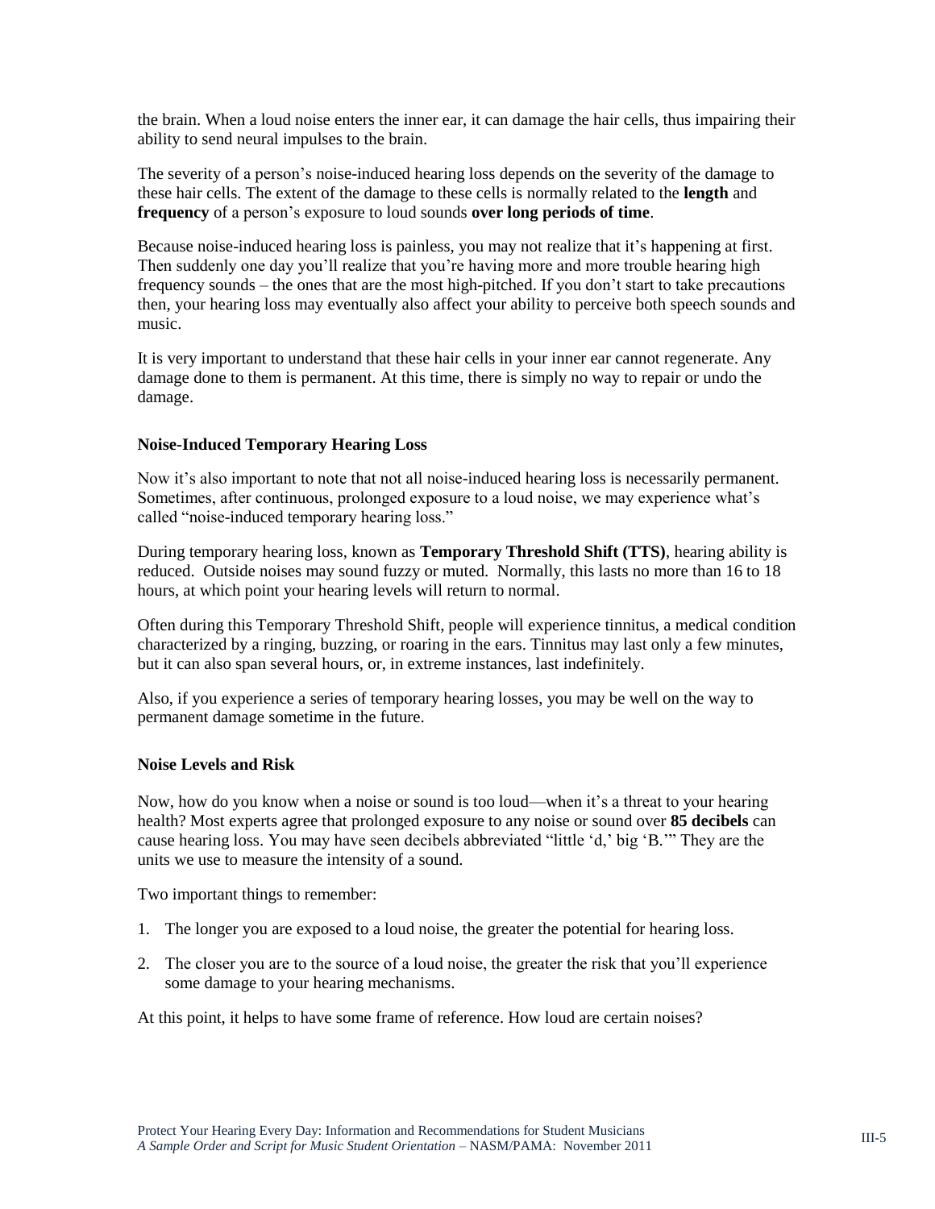the brain. When a loud noise enters the inner ear, it can damage the hair cells, thus impairing their ability to send neural impulses to the brain.

The severity of a person's noise-induced hearing loss depends on the severity of the damage to these hair cells. The extent of the damage to these cells is normally related to the **length** and **frequency** of a person's exposure to loud sounds **over long periods of time**.

Because noise-induced hearing loss is painless, you may not realize that it's happening at first. Then suddenly one day you'll realize that you're having more and more trouble hearing high frequency sounds – the ones that are the most high-pitched. If you don't start to take precautions then, your hearing loss may eventually also affect your ability to perceive both speech sounds and music.

It is very important to understand that these hair cells in your inner ear cannot regenerate. Any damage done to them is permanent. At this time, there is simply no way to repair or undo the damage.

### Noise-Induced Temporary Hearing Loss

Now it's also important to note that not all noise-induced hearing loss is necessarily permanent. Sometimes, after continuous, prolonged exposure to a loud noise, we may experience what's called "noise-induced temporary hearing loss."

During temporary hearing loss, known as **Temporary Threshold Shift (TTS)**, hearing ability is reduced. Outside noises may sound fuzzy or muted. Normally, this lasts no more than 16 to 18 hours, at which point your hearing levels will return to normal.

Often during this Temporary Threshold Shift, people will experience tinnitus, a medical condition characterized by a ringing, buzzing, or roaring in the ears. Tinnitus may last only a few minutes, but it can also span several hours, or, in extreme instances, last indefinitely.

Also, if you experience a series of temporary hearing losses, you may be well on the way to permanent damage sometime in the future.

### Noise Levels and Risk

Now, how do you know when a noise or sound is too loud—when it's a threat to your hearing health? Most experts agree that prolonged exposure to any noise or sound over **85 decibels** can cause hearing loss. You may have seen decibels abbreviated "little 'd,' big 'B.'" They are the units we use to measure the intensity of a sound.

Two important things to remember:

1. The longer you are exposed to a loud noise, the greater the potential for hearing loss.
2. The closer you are to the source of a loud noise, the greater the risk that you'll experience some damage to your hearing mechanisms.

At this point, it helps to have some frame of reference. How loud are certain noises?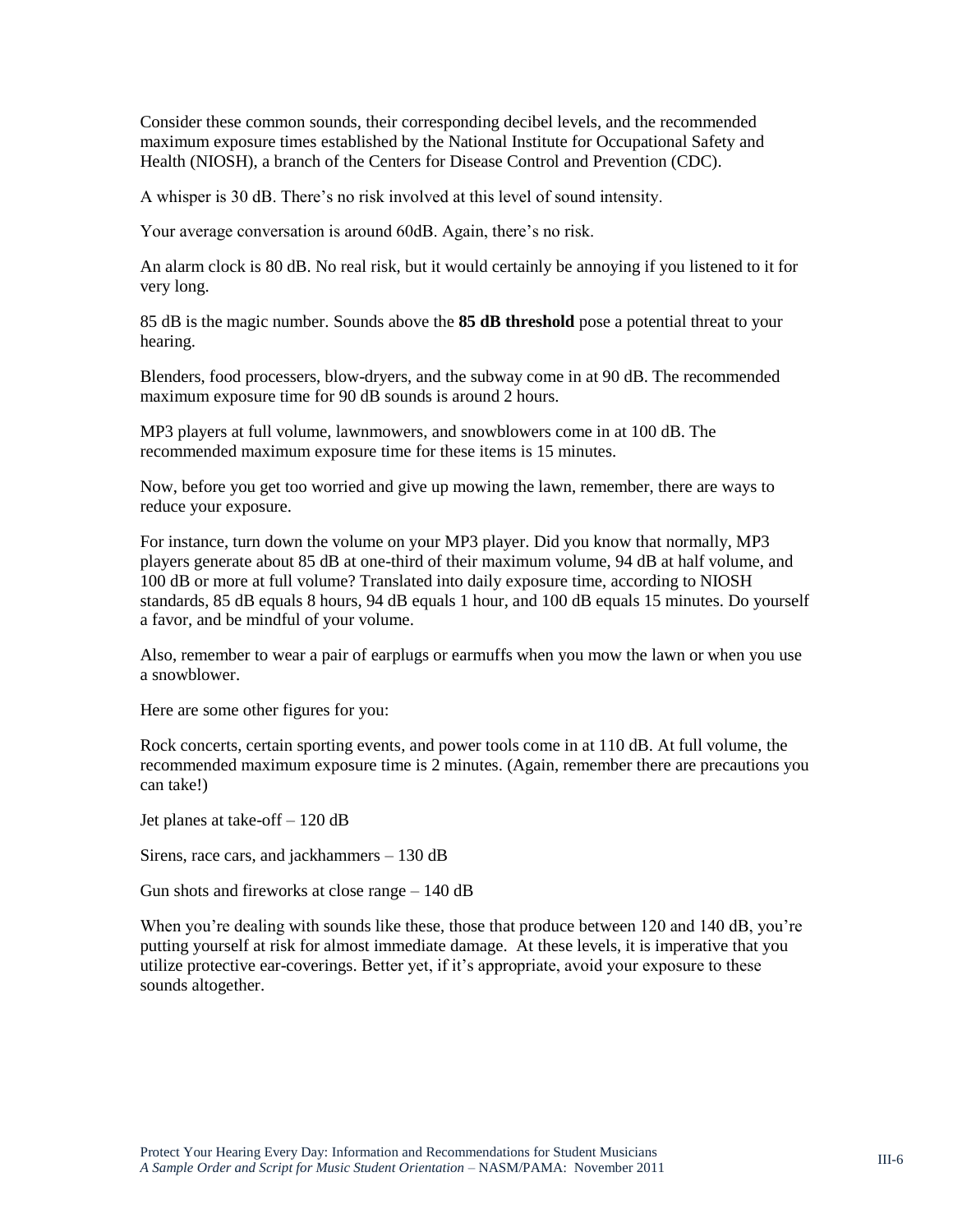Consider these common sounds, their corresponding decibel levels, and the recommended maximum exposure times established by the National Institute for Occupational Safety and Health (NIOSH), a branch of the Centers for Disease Control and Prevention (CDC).

A whisper is 30 dB. There's no risk involved at this level of sound intensity.

Your average conversation is around 60dB. Again, there's no risk.

An alarm clock is 80 dB. No real risk, but it would certainly be annoying if you listened to it for very long.

85 dB is the magic number. Sounds above the **85 dB threshold** pose a potential threat to your hearing.

Blenders, food processers, blow-dryers, and the subway come in at 90 dB. The recommended maximum exposure time for 90 dB sounds is around 2 hours.

MP3 players at full volume, lawnmowers, and snowblowers come in at 100 dB. The recommended maximum exposure time for these items is 15 minutes.

Now, before you get too worried and give up mowing the lawn, remember, there are ways to reduce your exposure.

For instance, turn down the volume on your MP3 player. Did you know that normally, MP3 players generate about 85 dB at one-third of their maximum volume, 94 dB at half volume, and 100 dB or more at full volume? Translated into daily exposure time, according to NIOSH standards, 85 dB equals 8 hours, 94 dB equals 1 hour, and 100 dB equals 15 minutes. Do yourself a favor, and be mindful of your volume.

Also, remember to wear a pair of earplugs or earmuffs when you mow the lawn or when you use a snowblower.

Here are some other figures for you:

Rock concerts, certain sporting events, and power tools come in at 110 dB. At full volume, the recommended maximum exposure time is 2 minutes. (Again, remember there are precautions you can take!)

Jet planes at take-off – 120 dB

Sirens, race cars, and jackhammers – 130 dB

Gun shots and fireworks at close range – 140 dB

When you're dealing with sounds like these, those that produce between 120 and 140 dB, you're putting yourself at risk for almost immediate damage. At these levels, it is imperative that you utilize protective ear-coverings. Better yet, if it's appropriate, avoid your exposure to these sounds altogether.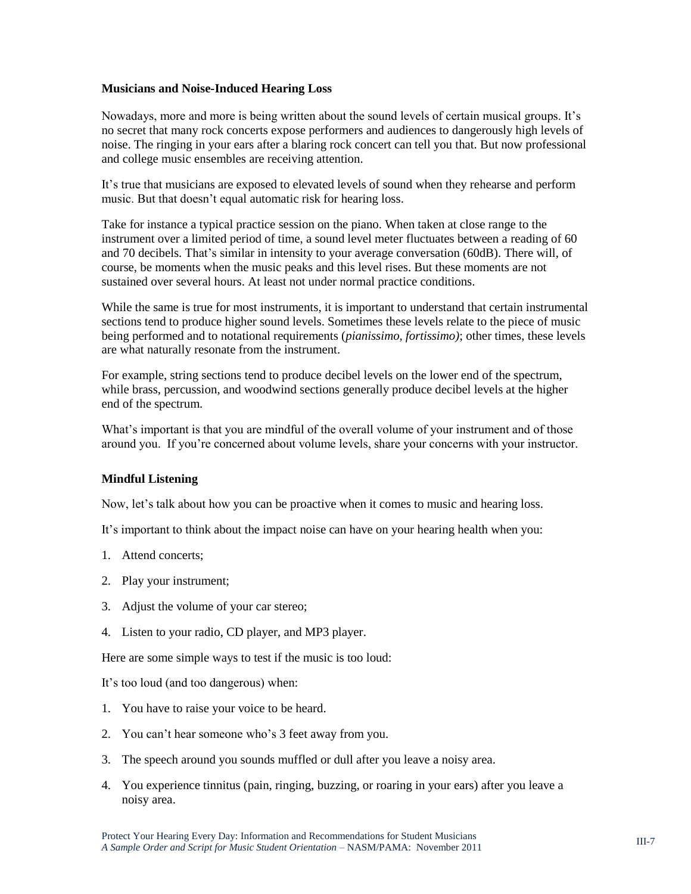### Musicians and Noise-Induced Hearing Loss

Nowadays, more and more is being written about the sound levels of certain musical groups. It's no secret that many rock concerts expose performers and audiences to dangerously high levels of noise. The ringing in your ears after a blaring rock concert can tell you that. But now professional and college music ensembles are receiving attention.

It's true that musicians are exposed to elevated levels of sound when they rehearse and perform music. But that doesn't equal automatic risk for hearing loss.

Take for instance a typical practice session on the piano. When taken at close range to the instrument over a limited period of time, a sound level meter fluctuates between a reading of 60 and 70 decibels. That's similar in intensity to your average conversation (60dB). There will, of course, be moments when the music peaks and this level rises. But these moments are not sustained over several hours. At least not under normal practice conditions.

While the same is true for most instruments, it is important to understand that certain instrumental sections tend to produce higher sound levels. Sometimes these levels relate to the piece of music being performed and to notational requirements (*pianissimo, fortissimo)*; other times, these levels are what naturally resonate from the instrument.

For example, string sections tend to produce decibel levels on the lower end of the spectrum, while brass, percussion, and woodwind sections generally produce decibel levels at the higher end of the spectrum.

What's important is that you are mindful of the overall volume of your instrument and of those around you. If you're concerned about volume levels, share your concerns with your instructor.

### Mindful Listening

Now, let's talk about how you can be proactive when it comes to music and hearing loss.

It's important to think about the impact noise can have on your hearing health when you:

1. Attend concerts;
2. Play your instrument;
3. Adjust the volume of your car stereo;
4. Listen to your radio, CD player, and MP3 player.

Here are some simple ways to test if the music is too loud:

It's too loud (and too dangerous) when:

1. You have to raise your voice to be heard.
2. You can't hear someone who's 3 feet away from you.
3. The speech around you sounds muffled or dull after you leave a noisy area.
4. You experience tinnitus (pain, ringing, buzzing, or roaring in your ears) after you leave a noisy area.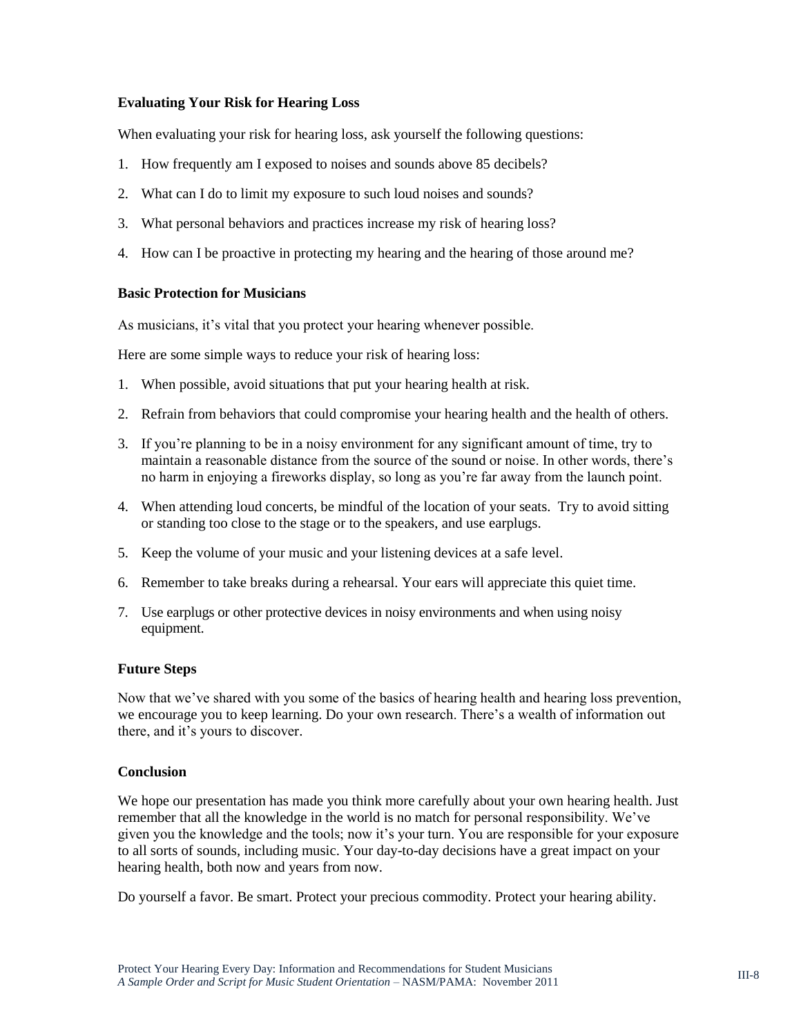### Evaluating Your Risk for Hearing Loss

When evaluating your risk for hearing loss, ask yourself the following questions:

1. How frequently am I exposed to noises and sounds above 85 decibels?
2. What can I do to limit my exposure to such loud noises and sounds?
3. What personal behaviors and practices increase my risk of hearing loss?
4. How can I be proactive in protecting my hearing and the hearing of those around me?

### Basic Protection for Musicians

As musicians, it's vital that you protect your hearing whenever possible.

Here are some simple ways to reduce your risk of hearing loss:

1. When possible, avoid situations that put your hearing health at risk.
2. Refrain from behaviors that could compromise your hearing health and the health of others.
3. If you're planning to be in a noisy environment for any significant amount of time, try to maintain a reasonable distance from the source of the sound or noise. In other words, there's no harm in enjoying a fireworks display, so long as you're far away from the launch point.
4. When attending loud concerts, be mindful of the location of your seats. Try to avoid sitting or standing too close to the stage or to the speakers, and use earplugs.
5. Keep the volume of your music and your listening devices at a safe level.
6. Remember to take breaks during a rehearsal. Your ears will appreciate this quiet time.
7. Use earplugs or other protective devices in noisy environments and when using noisy equipment.

### Future Steps

Now that we've shared with you some of the basics of hearing health and hearing loss prevention, we encourage you to keep learning. Do your own research. There's a wealth of information out there, and it's yours to discover.

### Conclusion

We hope our presentation has made you think more carefully about your own hearing health. Just remember that all the knowledge in the world is no match for personal responsibility. We've given you the knowledge and the tools; now it's your turn. You are responsible for your exposure to all sorts of sounds, including music. Your day-to-day decisions have a great impact on your hearing health, both now and years from now.

Do yourself a favor. Be smart. Protect your precious commodity. Protect your hearing ability.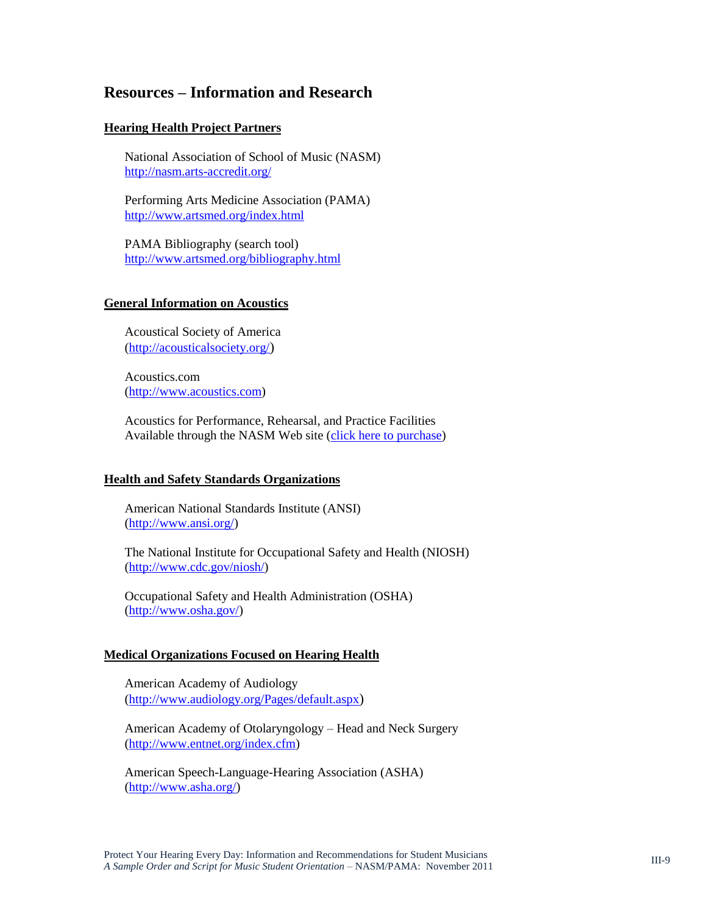# Resources – Information and Research

## Hearing Health Project Partners

National Association of School of Music (NASM)
http://nasm.arts-accredit.org/

Performing Arts Medicine Association (PAMA)
http://www.artsmed.org/index.html

PAMA Bibliography (search tool)
http://www.artsmed.org/bibliography.html

## General Information on Acoustics

Acoustical Society of America
(http://acousticalsociety.org/)

Acoustics.com
(http://www.acoustics.com)

Acoustics for Performance, Rehearsal, and Practice Facilities
Available through the NASM Web site (click here to purchase)

## Health and Safety Standards Organizations

American National Standards Institute (ANSI)
(http://www.ansi.org/)

The National Institute for Occupational Safety and Health (NIOSH)
(http://www.cdc.gov/niosh/)

Occupational Safety and Health Administration (OSHA)
(http://www.osha.gov/)

## Medical Organizations Focused on Hearing Health

American Academy of Audiology
(http://www.audiology.org/Pages/default.aspx)

American Academy of Otolaryngology – Head and Neck Surgery
(http://www.entnet.org/index.cfm)

American Speech-Language-Hearing Association (ASHA)
(http://www.asha.org/)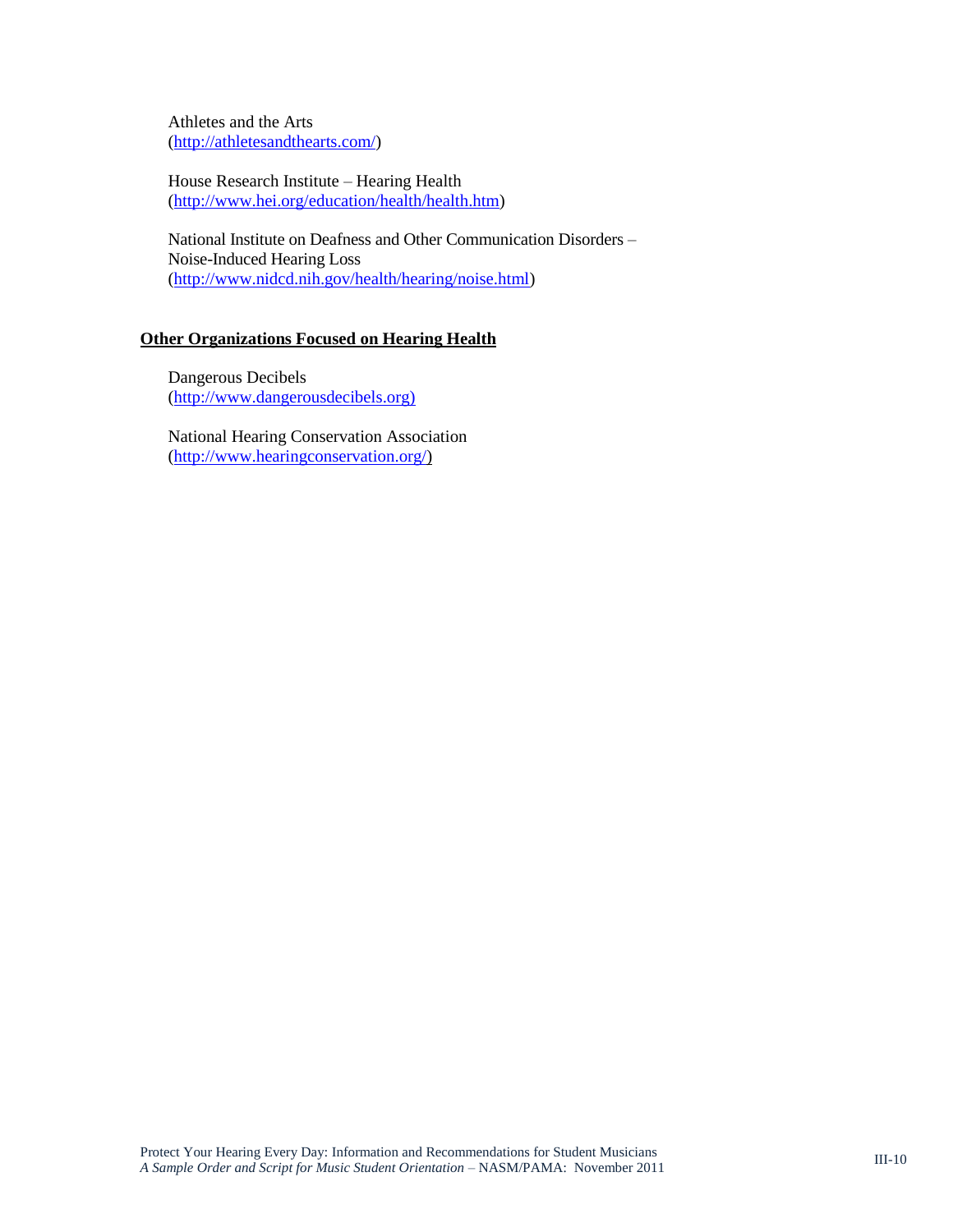Athletes and the Arts
(http://athletesandthearts.com/)

House Research Institute – Hearing Health
(http://www.hei.org/education/health/health.htm)

National Institute on Deafness and Other Communication Disorders –
Noise-Induced Hearing Loss
(http://www.nidcd.nih.gov/health/hearing/noise.html)

## Other Organizations Focused on Hearing Health

Dangerous Decibels
(http://www.dangerousdecibels.org)

National Hearing Conservation Association
(http://www.hearingconservation.org/)